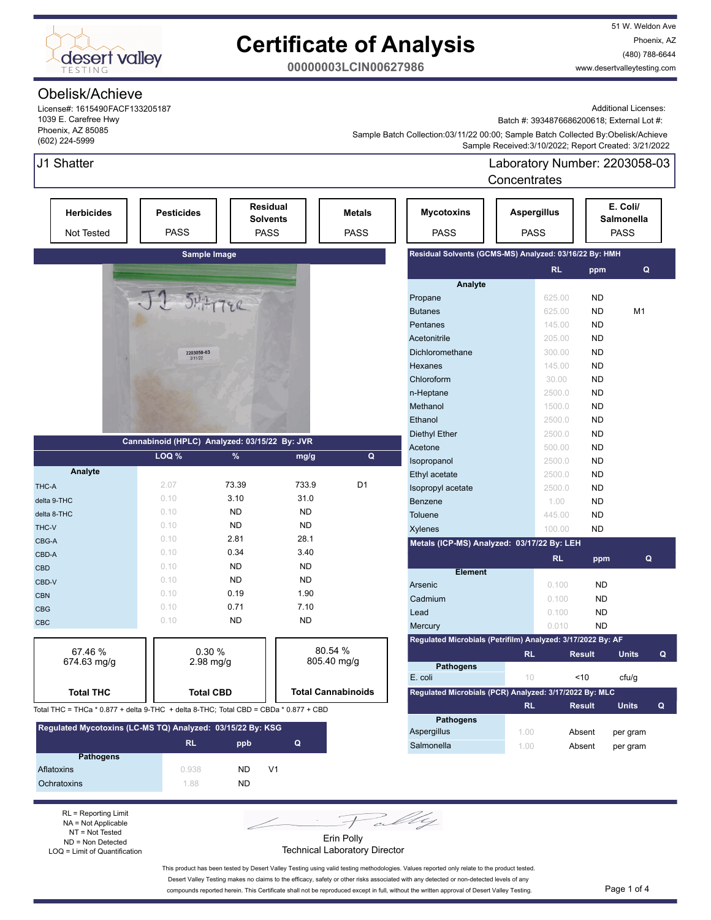# Certificate of Analysis

**00000003LCIN00627986**

desert valley TESTING

51 W. Weldon Ave
Phoenix, AZ
(480) 788-6644
www.desertvalleytesting.com

## Obelisk/Achieve

License#: 1615490FACF133205187
1039 E. Carefree Hwy
Phoenix, AZ 85085
(602) 224-5999

Additional Licenses:
Batch #: 3934876686200618; External Lot #:
Sample Batch Collection:03/11/22 00:00; Sample Batch Collected By:Obelisk/Achieve
Sample Received:3/10/2022; Report Created: 3/21/2022

## J1 Shatter

Laboratory Number: 2203058-03
Concentrates

| Herbicides | Pesticides | Residual Solvents | Metals | Mycotoxins | Aspergillus | E. Coli/ Salmonella |
|---|---|---|---|---|---|---|
| Not Tested | PASS | PASS | PASS | PASS | PASS | PASS |

**Sample Image**

### Cannabinoid (HPLC) Analyzed: 03/15/22 By: JVR

| Analyte | LOQ % | % | mg/g | Q |
|---|---|---|---|---|
| THC-A | 2.07 | 73.39 | 733.9 | D1 |
| delta 9-THC | 0.10 | 3.10 | 31.0 | |
| delta 8-THC | 0.10 | ND | ND | |
| THC-V | 0.10 | ND | ND | |
| CBG-A | 0.10 | 2.81 | 28.1 | |
| CBD-A | 0.10 | 0.34 | 3.40 | |
| CBD | 0.10 | ND | ND | |
| CBD-V | 0.10 | ND | ND | |
| CBN | 0.10 | 0.19 | 1.90 | |
| CBG | 0.10 | 0.71 | 7.10 | |
| CBC | 0.10 | ND | ND | |

| Total THC | Total CBD | Total Cannabinoids |
|---|---|---|
| 67.46 % 674.63 mg/g | 0.30 % 2.98 mg/g | 80.54 % 805.40 mg/g |

Total THC = THCa * 0.877 + delta 9-THC + delta 8-THC; Total CBD = CBDa * 0.877 + CBD

### Regulated Mycotoxins (LC-MS TQ) Analyzed: 03/15/22 By: KSG

| Pathogens | RL | ppb | Q |
|---|---|---|---|
| Aflatoxins | 0.938 | ND | V1 |
| Ochratoxins | 1.88 | ND | |

### Residual Solvents (GCMS-MS) Analyzed: 03/16/22 By: HMH

| Analyte | RL | ppm | Q |
|---|---|---|---|
| Propane | 625.00 | ND | |
| Butanes | 625.00 | ND | M1 |
| Pentanes | 145.00 | ND | |
| Acetonitrile | 205.00 | ND | |
| Dichloromethane | 300.00 | ND | |
| Hexanes | 145.00 | ND | |
| Chloroform | 30.00 | ND | |
| n-Heptane | 2500.0 | ND | |
| Methanol | 1500.0 | ND | |
| Ethanol | 2500.0 | ND | |
| Diethyl Ether | 2500.0 | ND | |
| Acetone | 500.00 | ND | |
| Isopropanol | 2500.0 | ND | |
| Ethyl acetate | 2500.0 | ND | |
| Isopropyl acetate | 2500.0 | ND | |
| Benzene | 1.00 | ND | |
| Toluene | 445.00 | ND | |
| Xylenes | 100.00 | ND | |

### Metals (ICP-MS) Analyzed: 03/17/22 By: LEH

| Element | RL | ppm | Q |
|---|---|---|---|
| Arsenic | 0.100 | ND | |
| Cadmium | 0.100 | ND | |
| Lead | 0.100 | ND | |
| Mercury | 0.010 | ND | |

### Regulated Microbials (Petrifilm) Analyzed: 3/17/2022 By: AF

| Pathogens | RL | Result | Units | Q |
|---|---|---|---|---|
| E. coli | 10 | <10 | cfu/g | |

### Regulated Microbials (PCR) Analyzed: 3/17/2022 By: MLC

| Pathogens | RL | Result | Units | Q |
|---|---|---|---|---|
| Aspergillus | 1.00 | Absent | per gram | |
| Salmonella | 1.00 | Absent | per gram | |

RL = Reporting Limit
NA = Not Applicable
NT = Not Tested
ND = Non Detected
LOQ = Limit of Quantification

Erin Polly
Technical Laboratory Director

This product has been tested by Desert Valley Testing using valid testing methodologies. Values reported only relate to the product tested. Desert Valley Testing makes no claims to the efficacy, safety or other risks associated with any detected or non-detected levels of any compounds reported herein. This Certificate shall not be reproduced except in full, without the written approval of Desert Valley Testing.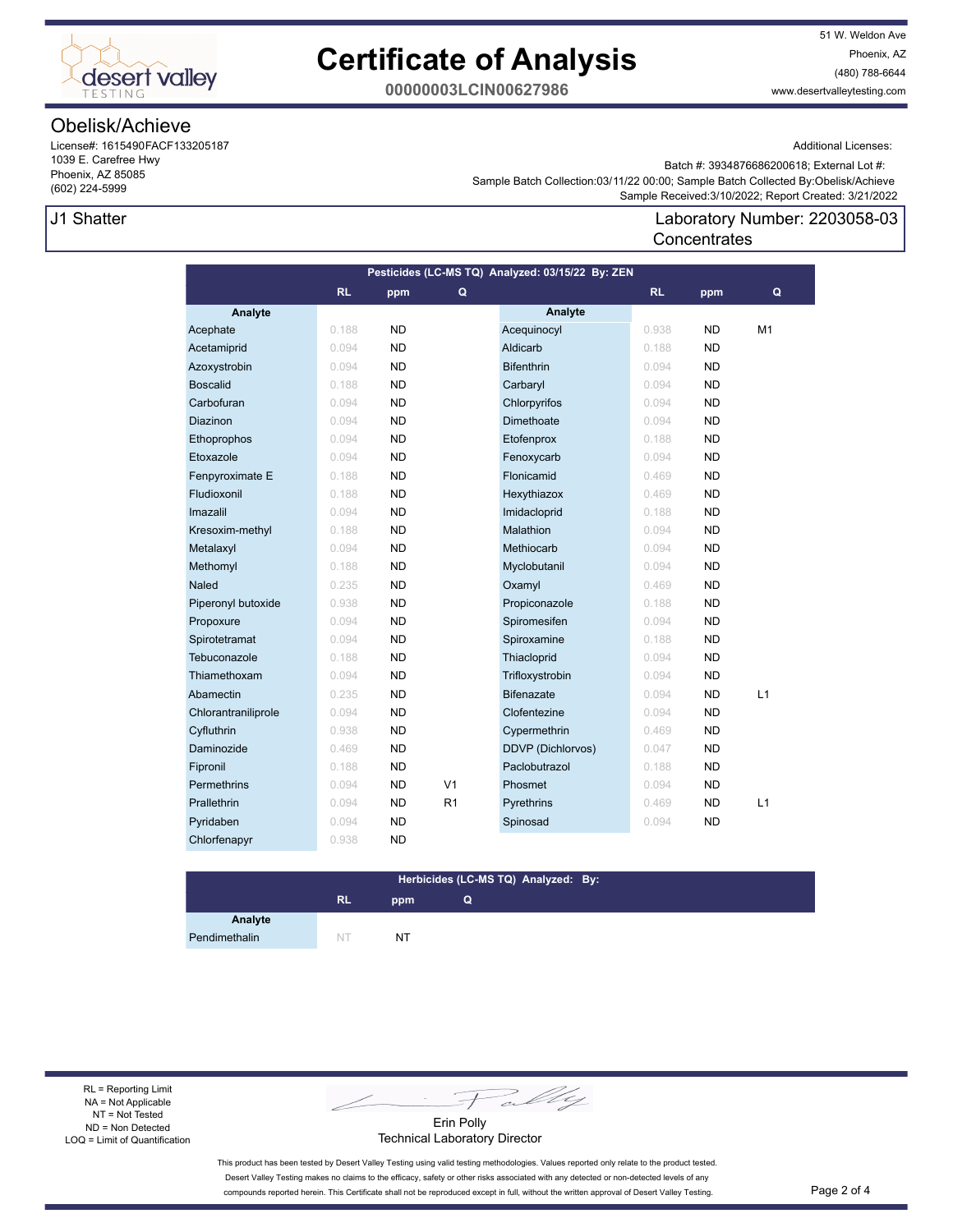# Certificate of Analysis

**00000003LCIN00627986**

51 W. Weldon Ave
Phoenix, AZ
(480) 788-6644
www.desertvalleytesting.com

## Obelisk/Achieve

License#: 1615490FACF133205187
1039 E. Carefree Hwy
Phoenix, AZ 85085
(602) 224-5999

Additional Licenses:

Batch #: 3934876686200618; External Lot #:
Sample Batch Collection:03/11/22 00:00; Sample Batch Collected By:Obelisk/Achieve
Sample Received:3/10/2022; Report Created: 3/21/2022

**J1 Shatter**

Laboratory Number: 2203058-03
Concentrates

### Pesticides (LC-MS TQ) Analyzed: 03/15/22 By: ZEN

| Analyte | RL | ppm | Q | Analyte | RL | ppm | Q |
|---|---|---|---|---|---|---|---|
| Acephate | 0.188 | ND | | Acequinocyl | 0.938 | ND | M1 |
| Acetamiprid | 0.094 | ND | | Aldicarb | 0.188 | ND | |
| Azoxystrobin | 0.094 | ND | | Bifenthrin | 0.094 | ND | |
| Boscalid | 0.188 | ND | | Carbaryl | 0.094 | ND | |
| Carbofuran | 0.094 | ND | | Chlorpyrifos | 0.094 | ND | |
| Diazinon | 0.094 | ND | | Dimethoate | 0.094 | ND | |
| Ethoprophos | 0.094 | ND | | Etofenprox | 0.188 | ND | |
| Etoxazole | 0.094 | ND | | Fenoxycarb | 0.094 | ND | |
| Fenpyroximate E | 0.188 | ND | | Flonicamid | 0.469 | ND | |
| Fludioxonil | 0.188 | ND | | Hexythiazox | 0.469 | ND | |
| Imazalil | 0.094 | ND | | Imidacloprid | 0.188 | ND | |
| Kresoxim-methyl | 0.188 | ND | | Malathion | 0.094 | ND | |
| Metalaxyl | 0.094 | ND | | Methiocarb | 0.094 | ND | |
| Methomyl | 0.188 | ND | | Myclobutanil | 0.094 | ND | |
| Naled | 0.235 | ND | | Oxamyl | 0.469 | ND | |
| Piperonyl butoxide | 0.938 | ND | | Propiconazole | 0.188 | ND | |
| Propoxure | 0.094 | ND | | Spiromesifen | 0.094 | ND | |
| Spirotetramat | 0.094 | ND | | Spiroxamine | 0.188 | ND | |
| Tebuconazole | 0.188 | ND | | Thiacloprid | 0.094 | ND | |
| Thiamethoxam | 0.094 | ND | | Trifloxystrobin | 0.094 | ND | |
| Abamectin | 0.235 | ND | | Bifenazate | 0.094 | ND | L1 |
| Chlorantraniliprole | 0.094 | ND | | Clofentezine | 0.094 | ND | |
| Cyfluthrin | 0.938 | ND | | Cypermethrin | 0.469 | ND | |
| Daminozide | 0.469 | ND | | DDVP (Dichlorvos) | 0.047 | ND | |
| Fipronil | 0.188 | ND | | Paclobutrazol | 0.188 | ND | |
| Permethrins | 0.094 | ND | V1 | Phosmet | 0.094 | ND | |
| Prallethrin | 0.094 | ND | R1 | Pyrethrins | 0.469 | ND | L1 |
| Pyridaben | 0.094 | ND | | Spinosad | 0.094 | ND | |
| Chlorfenapyr | 0.938 | ND | | | | | |

### Herbicides (LC-MS TQ) Analyzed: By:

| Analyte | RL | ppm | Q |
|---|---|---|---|
| Pendimethalin | NT | NT | |

RL = Reporting Limit
NA = Not Applicable
NT = Not Tested
ND = Non Detected
LOQ = Limit of Quantification

Erin Polly
Technical Laboratory Director

This product has been tested by Desert Valley Testing using valid testing methodologies. Values reported only relate to the product tested. Desert Valley Testing makes no claims to the efficacy, safety or other risks associated with any detected or non-detected levels of any compounds reported herein. This Certificate shall not be reproduced except in full, without the written approval of Desert Valley Testing.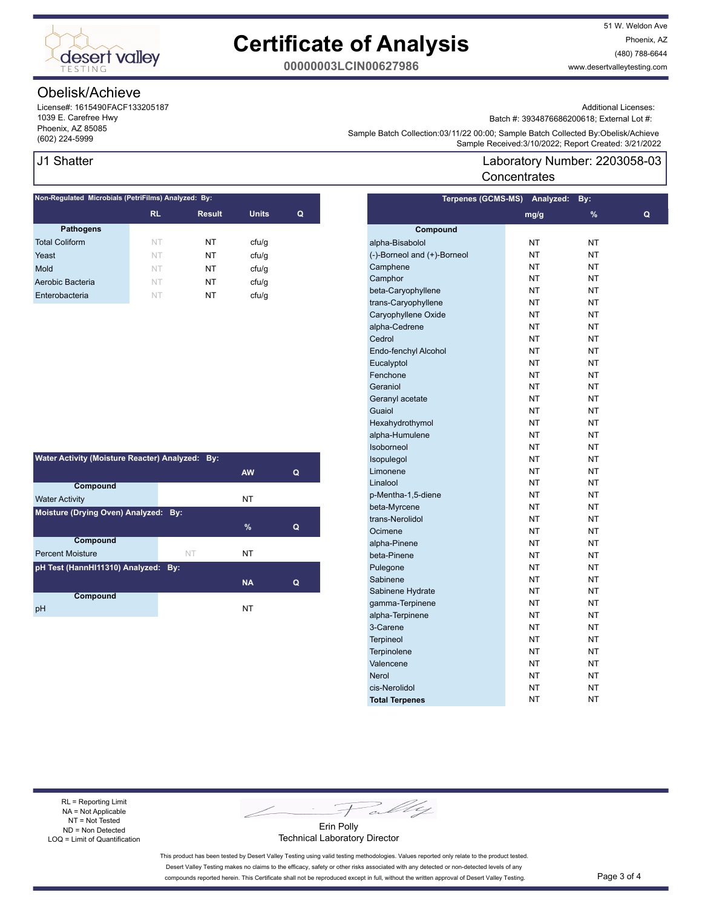# Certificate of Analysis

**00000003LCIN00627986**

51 W. Weldon Ave
Phoenix, AZ
(480) 788-6644
www.desertvalleytesting.com

## Obelisk/Achieve

License#: 1615490FACF133205187
1039 E. Carefree Hwy
Phoenix, AZ 85085
(602) 224-5999

Additional Licenses:
Batch #: 3934876686200618; External Lot #:
Sample Batch Collection:03/11/22 00:00; Sample Batch Collected By:Obelisk/Achieve
Sample Received:3/10/2022; Report Created: 3/21/2022

## J1 Shatter

Laboratory Number: 2203058-03
Concentrates

**Non-Regulated Microbials (PetriFilms) Analyzed: By:**

| Pathogens | RL | Result | Units | Q |
|---|---|---|---|---|
| Total Coliform | NT | NT | cfu/g | |
| Yeast | NT | NT | cfu/g | |
| Mold | NT | NT | cfu/g | |
| Aerobic Bacteria | NT | NT | cfu/g | |
| Enterobacteria | NT | NT | cfu/g | |

**Water Activity (Moisture Reacter) Analyzed: By:**

| Compound | | AW | Q |
|---|---|---|---|
| Water Activity | | NT | |

**Moisture (Drying Oven) Analyzed: By:**

| Compound | | % | Q |
|---|---|---|---|
| Percent Moisture | NT | NT | |

**pH Test (HannHI11310) Analyzed: By:**

| Compound | | NA | Q |
|---|---|---|---|
| pH | | NT | |

**Terpenes (GCMS-MS) Analyzed: By:**

| Compound | mg/g | % | Q |
|---|---|---|---|
| alpha-Bisabolol | NT | NT | |
| (-)-Borneol and (+)-Borneol | NT | NT | |
| Camphene | NT | NT | |
| Camphor | NT | NT | |
| beta-Caryophyllene | NT | NT | |
| trans-Caryophyllene | NT | NT | |
| Caryophyllene Oxide | NT | NT | |
| alpha-Cedrene | NT | NT | |
| Cedrol | NT | NT | |
| Endo-fenchyl Alcohol | NT | NT | |
| Eucalyptol | NT | NT | |
| Fenchone | NT | NT | |
| Geraniol | NT | NT | |
| Geranyl acetate | NT | NT | |
| Guaiol | NT | NT | |
| Hexahydrothymol | NT | NT | |
| alpha-Humulene | NT | NT | |
| Isoborneol | NT | NT | |
| Isopulegol | NT | NT | |
| Limonene | NT | NT | |
| Linalool | NT | NT | |
| p-Mentha-1,5-diene | NT | NT | |
| beta-Myrcene | NT | NT | |
| trans-Nerolidol | NT | NT | |
| Ocimene | NT | NT | |
| alpha-Pinene | NT | NT | |
| beta-Pinene | NT | NT | |
| Pulegone | NT | NT | |
| Sabinene | NT | NT | |
| Sabinene Hydrate | NT | NT | |
| gamma-Terpinene | NT | NT | |
| alpha-Terpinene | NT | NT | |
| 3-Carene | NT | NT | |
| Terpineol | NT | NT | |
| Terpinolene | NT | NT | |
| Valencene | NT | NT | |
| Nerol | NT | NT | |
| cis-Nerolidol | NT | NT | |
| **Total Terpenes** | NT | NT | |

RL = Reporting Limit
NA = Not Applicable
NT = Not Tested
ND = Non Detected
LOQ = Limit of Quantification

Erin Polly
Technical Laboratory Director

This product has been tested by Desert Valley Testing using valid testing methodologies. Values reported only relate to the product tested. Desert Valley Testing makes no claims to the efficacy, safety or other risks associated with any detected or non-detected levels of any compounds reported herein. This Certificate shall not be reproduced except in full, without the written approval of Desert Valley Testing.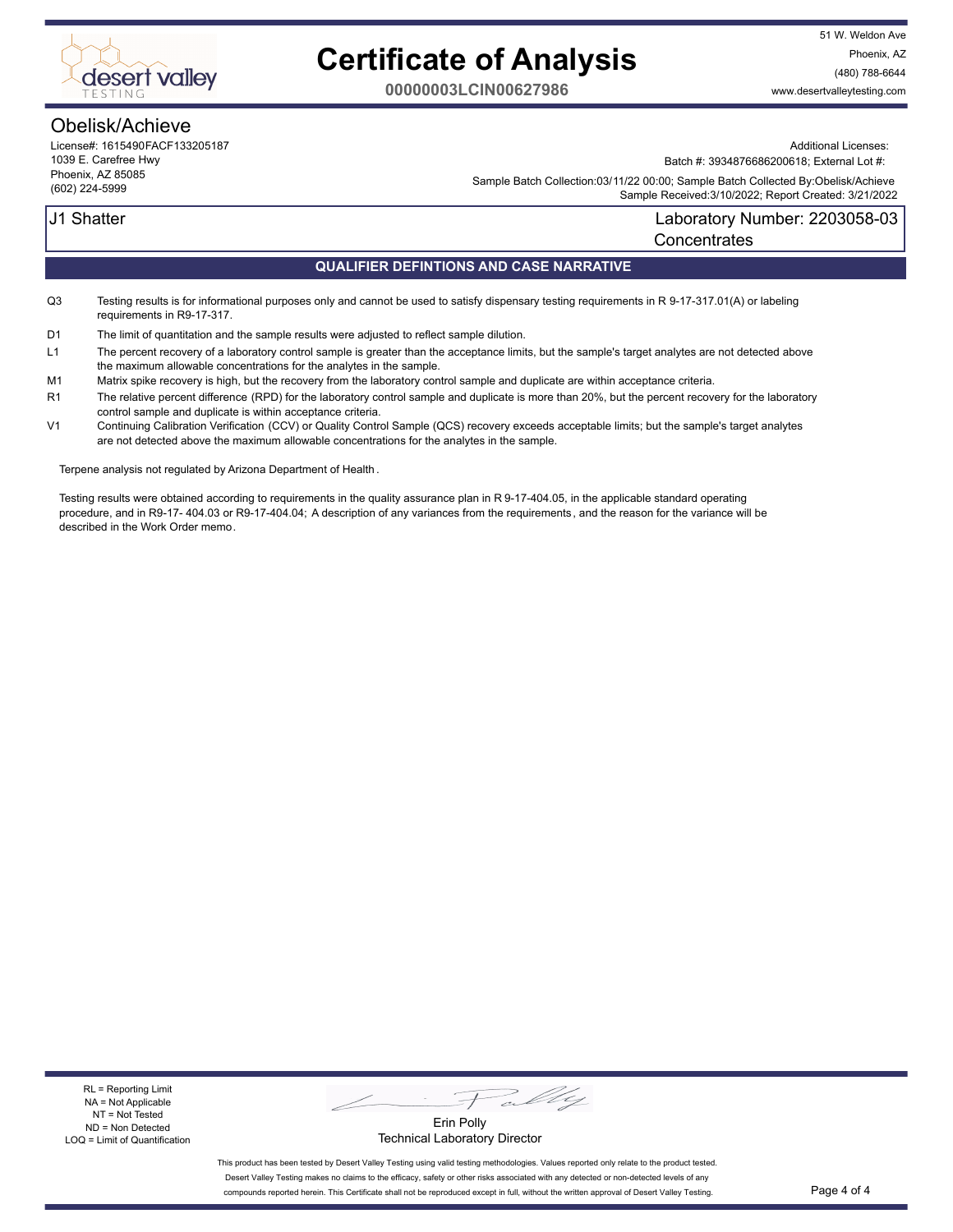# Certificate of Analysis

**00000003LCIN00627986**

51 W. Weldon Ave
Phoenix, AZ
(480) 788-6644
www.desertvalleytesting.com

## Obelisk/Achieve

License#: 1615490FACF133205187
1039 E. Carefree Hwy
Phoenix, AZ 85085
(602) 224-5999

Additional Licenses:
Batch #: 3934876686200618; External Lot #:
Sample Batch Collection:03/11/22 00:00; Sample Batch Collected By:Obelisk/Achieve
Sample Received:3/10/2022; Report Created: 3/21/2022

J1 Shatter

Laboratory Number: 2203058-03
Concentrates

### QUALIFIER DEFINTIONS AND CASE NARRATIVE

| | |
|---|---|
| Q3 | Testing results is for informational purposes only and cannot be used to satisfy dispensary testing requirements in R 9-17-317.01(A) or labeling requirements in R9-17-317. |
| D1 | The limit of quantitation and the sample results were adjusted to reflect sample dilution. |
| L1 | The percent recovery of a laboratory control sample is greater than the acceptance limits, but the sample's target analytes are not detected above the maximum allowable concentrations for the analytes in the sample. |
| M1 | Matrix spike recovery is high, but the recovery from the laboratory control sample and duplicate are within acceptance criteria. |
| R1 | The relative percent difference (RPD) for the laboratory control sample and duplicate is more than 20%, but the percent recovery for the laboratory control sample and duplicate is within acceptance criteria. |
| V1 | Continuing Calibration Verification (CCV) or Quality Control Sample (QCS) recovery exceeds acceptable limits; but the sample's target analytes are not detected above the maximum allowable concentrations for the analytes in the sample. |

Terpene analysis not regulated by Arizona Department of Health.

Testing results were obtained according to requirements in the quality assurance plan in R 9-17-404.05, in the applicable standard operating procedure, and in R9-17- 404.03 or R9-17-404.04; A description of any variances from the requirements, and the reason for the variance will be described in the Work Order memo.

RL = Reporting Limit
NA = Not Applicable
NT = Not Tested
ND = Non Detected
LOQ = Limit of Quantification

Erin Polly
Technical Laboratory Director

This product has been tested by Desert Valley Testing using valid testing methodologies. Values reported only relate to the product tested. Desert Valley Testing makes no claims to the efficacy, safety or other risks associated with any detected or non-detected levels of any compounds reported herein. This Certificate shall not be reproduced except in full, without the written approval of Desert Valley Testing.